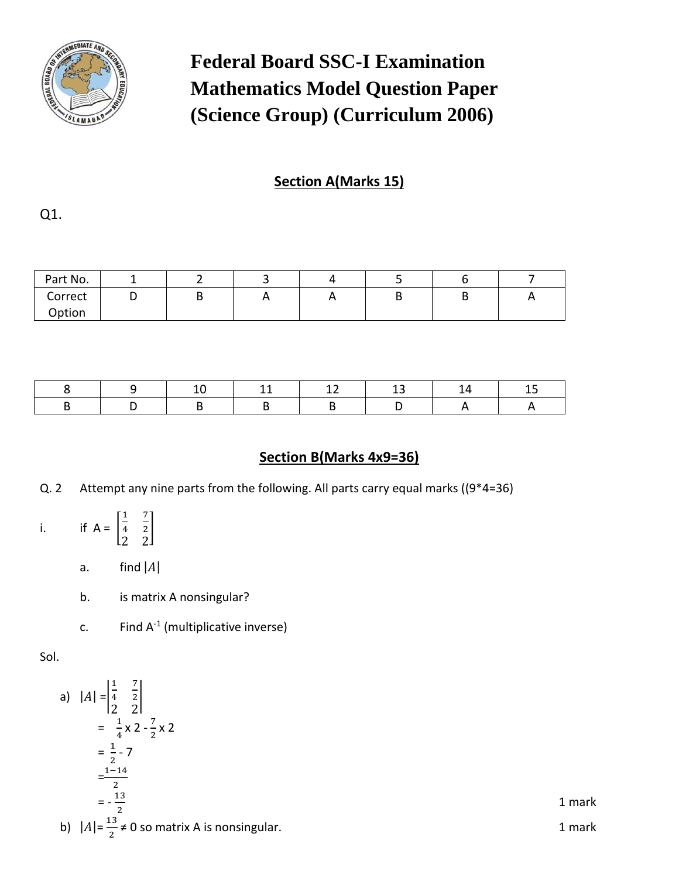# Federal Board SSC-I Examination
# Mathematics Model Question Paper
# (Science Group) (Curriculum 2006)

## Section A(Marks 15)

Q1.

| Part No. | 1 | 2 | 3 | 4 | 5 | 6 | 7 |
|---|---|---|---|---|---|---|---|
| Correct Option | D | B | A | A | B | B | A |

| 8 | 9 | 10 | 11 | 12 | 13 | 14 | 15 |
|---|---|---|---|---|---|---|---|
| B | D | B | B | B | D | A | A |

## Section B(Marks 4x9=36)

Q. 2 Attempt any nine parts from the following. All parts carry equal marks ((9*4=36)

i. if $A = \begin{bmatrix} \frac{1}{4} & \frac{7}{2} \\ 2 & 2 \end{bmatrix}$

a. find $|A|$

b. is matrix A nonsingular?

c. Find $A^{-1}$ (multiplicative inverse)

Sol.

a) $|A| = \begin{vmatrix} \frac{1}{4} & \frac{7}{2} \\ 2 & 2 \end{vmatrix}$

$= \frac{1}{4} \times 2 - \frac{7}{2} \times 2$

$= \frac{1}{2} - 7$

$= \frac{1-14}{2}$

$= -\frac{13}{2}$ 1 mark

b) $|A| = \frac{13}{2} \neq 0$ so matrix A is nonsingular. 1 mark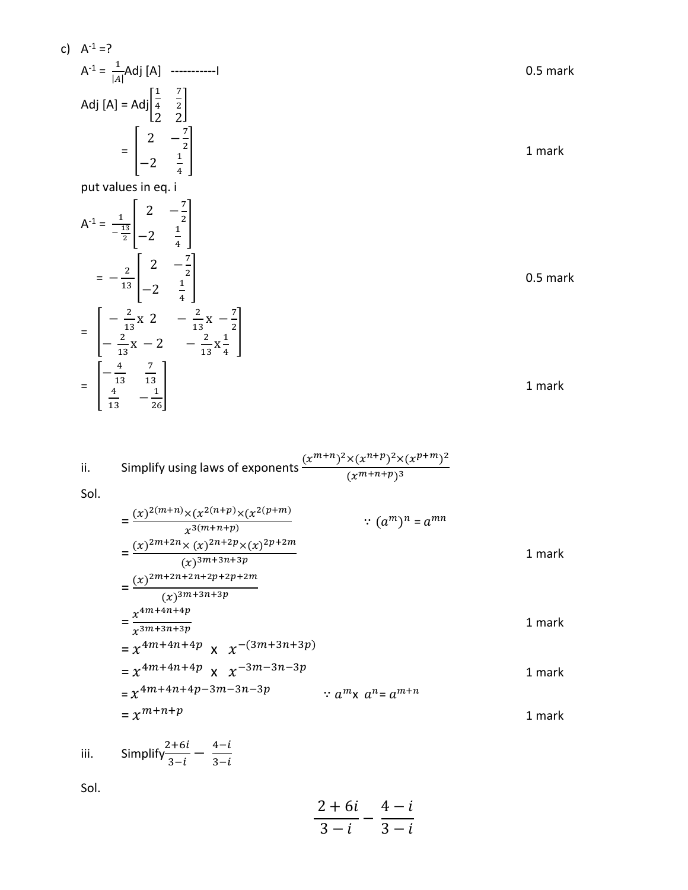c) $A^{-1}$ =?

$A^{-1} = \frac{1}{|A|}\text{Adj}\,[A]$ -----------I 0.5 mark

$\text{Adj}\,[A] = \text{Adj}\begin{bmatrix} \frac{1}{4} & \frac{7}{2} \\ 2 & 2 \end{bmatrix}$

$= \begin{bmatrix} 2 & -\frac{7}{2} \\ -2 & \frac{1}{4} \end{bmatrix}$ 1 mark

put values in eq. i

$A^{-1} = \frac{1}{-\frac{13}{2}}\begin{bmatrix} 2 & -\frac{7}{2} \\ -2 & \frac{1}{4} \end{bmatrix}$

$= -\frac{2}{13}\begin{bmatrix} 2 & -\frac{7}{2} \\ -2 & \frac{1}{4} \end{bmatrix}$ 0.5 mark

$= \begin{bmatrix} -\frac{2}{13} \times 2 & -\frac{2}{13} \times -\frac{7}{2} \\ -\frac{2}{13} \times -2 & -\frac{2}{13} \times \frac{1}{4} \end{bmatrix}$

$= \begin{bmatrix} -\frac{4}{13} & \frac{7}{13} \\ \frac{4}{13} & -\frac{1}{26} \end{bmatrix}$ 1 mark

ii. Simplify using laws of exponents $\frac{(x^{m+n})^2 \times (x^{n+p})^2 \times (x^{p+m})^2}{(x^{m+n+p})^3}$

Sol.

$= \frac{(x)^{2(m+n)} \times (x^{2(n+p)}) \times (x^{2(p+m)})}{x^{3(m+n+p)}}$ $\because (a^m)^n = a^{mn}$

$= \frac{(x)^{2m+2n} \times (x)^{2n+2p} \times (x)^{2p+2m}}{(x)^{3m+3n+3p}}$ 1 mark

$= \frac{(x)^{2m+2n+2n+2p+2p+2m}}{(x)^{3m+3n+3p}}$

$= \frac{x^{4m+4n+4p}}{x^{3m+3n+3p}}$ 1 mark

$= x^{4m+4n+4p} \times x^{-(3m+3n+3p)}$

$= x^{4m+4n+4p} \times x^{-3m-3n-3p}$ 1 mark

$= x^{4m+4n+4p-3m-3n-3p}$ $\because a^m \times a^n = a^{m+n}$

$= x^{m+n+p}$ 1 mark

iii. Simplify $\frac{2+6i}{3-i} - \frac{4-i}{3-i}$

Sol.

$$\frac{2+6i}{3-i} - \frac{4-i}{3-i}$$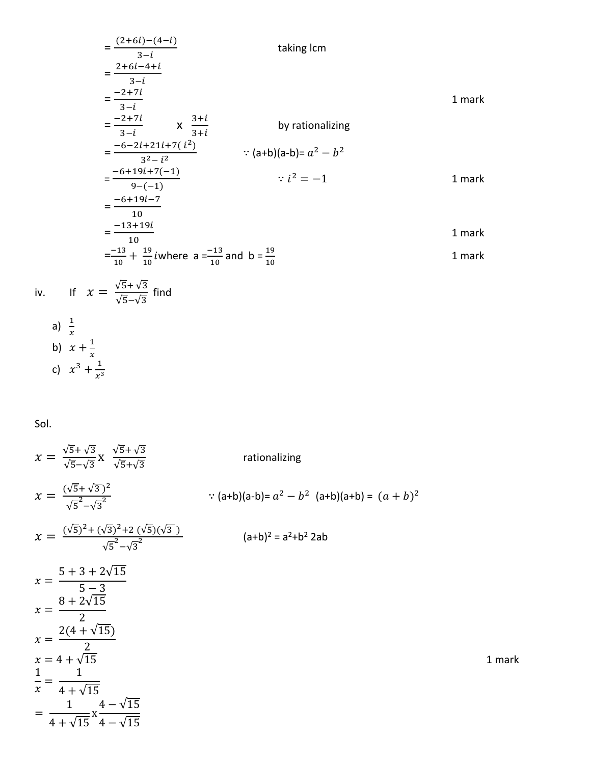$= \frac{(2+6i)-(4-i)}{3-i}$ taking lcm

$= \frac{2+6i-4+i}{3-i}$

$= \frac{-2+7i}{3-i}$ 1 mark

$= \frac{-2+7i}{3-i}$ x $\frac{3+i}{3+i}$ by rationalizing

$= \frac{-6-2i+21i+7(i^2)}{3^2-i^2}$ $\because$ (a+b)(a-b)= $a^2 - b^2$

$= \frac{-6+19i+7(-1)}{9-(-1)}$ $\because i^2 = -1$ 1 mark

$= \frac{-6+19i-7}{10}$

$= \frac{-13+19i}{10}$ 1 mark

$= \frac{-13}{10} + \frac{19}{10}i$ where a $= \frac{-13}{10}$ and b $= \frac{19}{10}$ 1 mark

iv. If $x = \frac{\sqrt{5}+\sqrt{3}}{\sqrt{5}-\sqrt{3}}$ find

a) $\frac{1}{x}$

b) $x + \frac{1}{x}$

c) $x^3 + \frac{1}{x^3}$

Sol.

$x = \frac{\sqrt{5}+\sqrt{3}}{\sqrt{5}-\sqrt{3}}$ x $\frac{\sqrt{5}+\sqrt{3}}{\sqrt{5}+\sqrt{3}}$ rationalizing

$x = \frac{(\sqrt{5}+\sqrt{3})^2}{\sqrt{5}^2-\sqrt{3}^2}$ $\because$ (a+b)(a-b)= $a^2 - b^2$ (a+b)(a+b) = $(a+b)^2$

$x = \frac{(\sqrt{5})^2+(\sqrt{3})^2+2(\sqrt{5})(\sqrt{3})}{\sqrt{5}^2-\sqrt{3}^2}$ $(a+b)^2 = a^2+b^2\ 2ab$

$x = \frac{5+3+2\sqrt{15}}{5-3}$

$x = \frac{8+2\sqrt{15}}{2}$

$x = \frac{2(4+\sqrt{15})}{2}$

$x = 4+\sqrt{15}$ 1 mark

$\frac{1}{x} = \frac{1}{4+\sqrt{15}}$

$= \frac{1}{4+\sqrt{15}}$ x $\frac{4-\sqrt{15}}{4-\sqrt{15}}$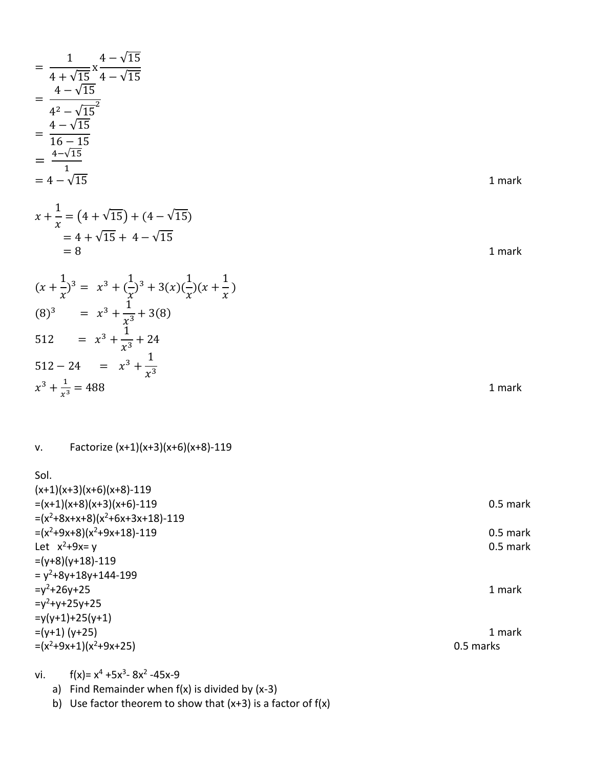$$= \frac{1}{4+\sqrt{15}} \text{x} \frac{4-\sqrt{15}}{4-\sqrt{15}}$$

$$= \frac{4-\sqrt{15}}{4^2-\sqrt{15}^2}$$

$$= \frac{4-\sqrt{15}}{16-15}$$

$$= \frac{4-\sqrt{15}}{1}$$

$$= 4-\sqrt{15}$$

1 mark

$$x + \frac{1}{x} = \left(4+\sqrt{15}\right) + (4-\sqrt{15})$$

$$= 4+\sqrt{15} + 4-\sqrt{15}$$

$$= 8$$

1 mark

$$(x+\frac{1}{x})^3 = x^3 + (\frac{1}{x})^3 + 3(x)(\frac{1}{x})(x+\frac{1}{x})$$

$$(8)^3 = x^3 + \frac{1}{x^3} + 3(8)$$

$$512 = x^3 + \frac{1}{x^3} + 24$$

$$512 - 24 = x^3 + \frac{1}{x^3}$$

$$x^3 + \frac{1}{x^3} = 488$$

1 mark

v. Factorize (x+1)(x+3)(x+6)(x+8)-119

Sol.

(x+1)(x+3)(x+6)(x+8)-119

=(x+1)(x+8)(x+3)(x+6)-119 — 0.5 mark

$=(x^2+8x+x+8)(x^2+6x+3x+18)-119$

$=(x^2+9x+8)(x^2+9x+18)-119$ — 0.5 mark

Let $x^2+9x= y$ — 0.5 mark

=(y+8)(y+18)-119

$= y^2+8y+18y+144-199$

$=y^2+26y+25$ — 1 mark

$=y^2+y+25y+25$

=y(y+1)+25(y+1)

=(y+1) (y+25) — 1 mark

$=(x^2+9x+1)(x^2+9x+25)$ — 0.5 marks

vi. $f(x)= x^4 +5x^3- 8x^2 -45x-9$

a) Find Remainder when f(x) is divided by (x-3)

b) Use factor theorem to show that (x+3) is a factor of f(x)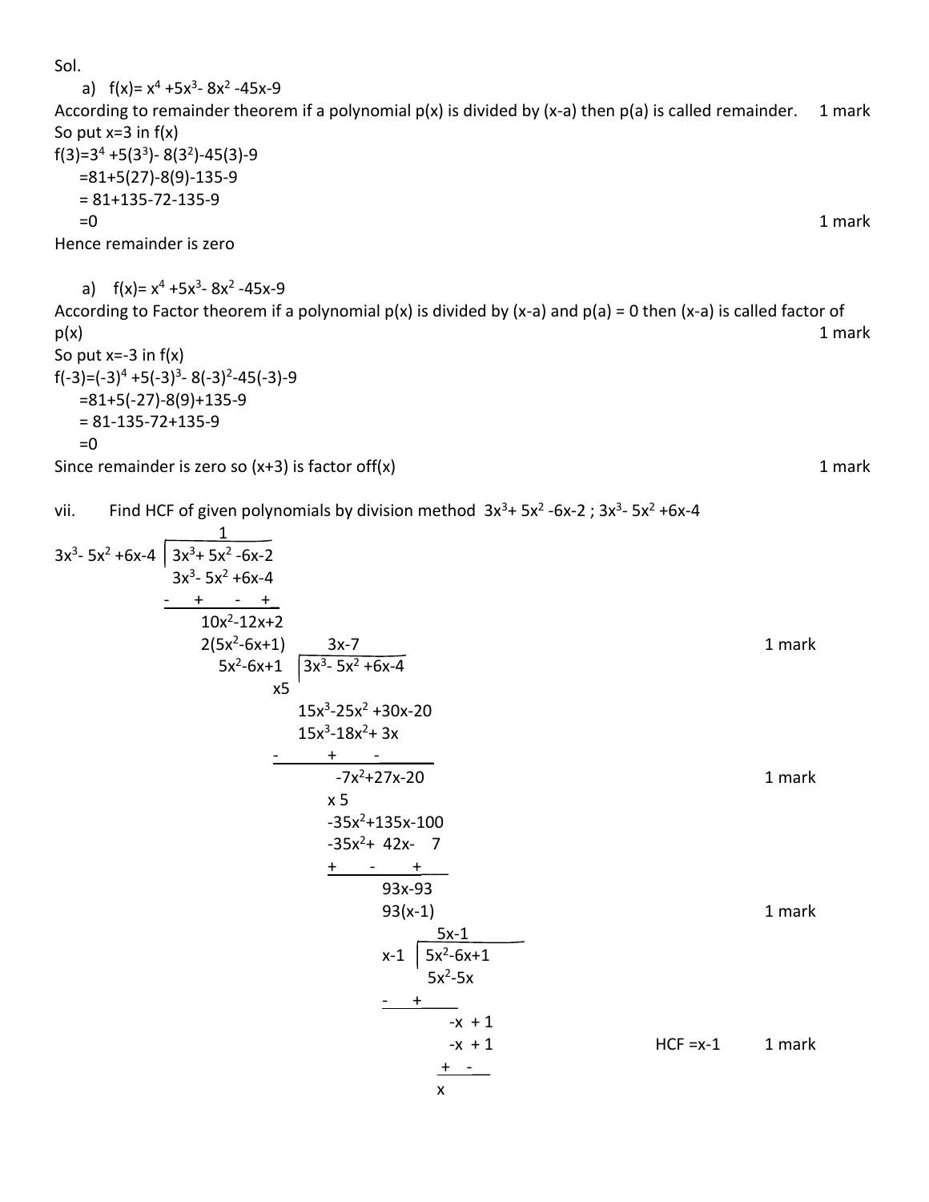Sol.

a) $f(x) = x^4 + 5x^3 - 8x^2 - 45x - 9$

According to remainder theorem if a polynomial $p(x)$ is divided by $(x-a)$ then $p(a)$ is called remainder. 1 mark

So put $x=3$ in $f(x)$

$f(3) = 3^4 + 5(3^3) - 8(3^2) - 45(3) - 9$

$= 81 + 5(27) - 8(9) - 135 - 9$

$= 81 + 135 - 72 - 135 - 9$

$= 0$ 1 mark

Hence remainder is zero

a) $f(x) = x^4 + 5x^3 - 8x^2 - 45x - 9$

According to Factor theorem if a polynomial $p(x)$ is divided by $(x-a)$ and $p(a) = 0$ then $(x-a)$ is called factor of $p(x)$ 1 mark

So put $x=-3$ in $f(x)$

$f(-3) = (-3)^4 + 5(-3)^3 - 8(-3)^2 - 45(-3) - 9$

$= 81 + 5(-27) - 8(9) + 135 - 9$

$= 81 - 135 - 72 + 135 - 9$

$= 0$

Since remainder is zero so $(x+3)$ is factor off(x) 1 mark

vii. Find HCF of given polynomials by division method $3x^3 + 5x^2 - 6x - 2$ ; $3x^3 - 5x^2 + 6x - 4$

Divide $3x^3 + 5x^2 - 6x - 2$ by $3x^3 - 5x^2 + 6x - 4$: quotient $1$

$3x^3 + 5x^2 - 6x - 2$
$3x^3 - 5x^2 + 6x - 4$
$- \quad + \quad - \quad +$

$10x^2 - 12x + 2$

$2(5x^2 - 6x + 1)$ 1 mark

Divide $3x^3 - 5x^2 + 6x - 4$ by $5x^2 - 6x + 1$: quotient $3x - 7$

$\times 5$

$15x^3 - 25x^2 + 30x - 20$
$15x^3 - 18x^2 + 3x$
$- \quad + \quad -$

$-7x^2 + 27x - 20$ 1 mark

$\times 5$

$-35x^2 + 135x - 100$
$-35x^2 + 42x - 7$
$+ \quad - \quad +$

$93x - 93$

$93(x-1)$ 1 mark

Divide $5x^2 - 6x + 1$ by $x - 1$: quotient $5x - 1$

$5x^2 - 6x + 1$
$5x^2 - 5x$
$- \quad +$

$-x + 1$
$-x + 1$
$+ \quad -$

$x$

HCF $= x - 1$ 1 mark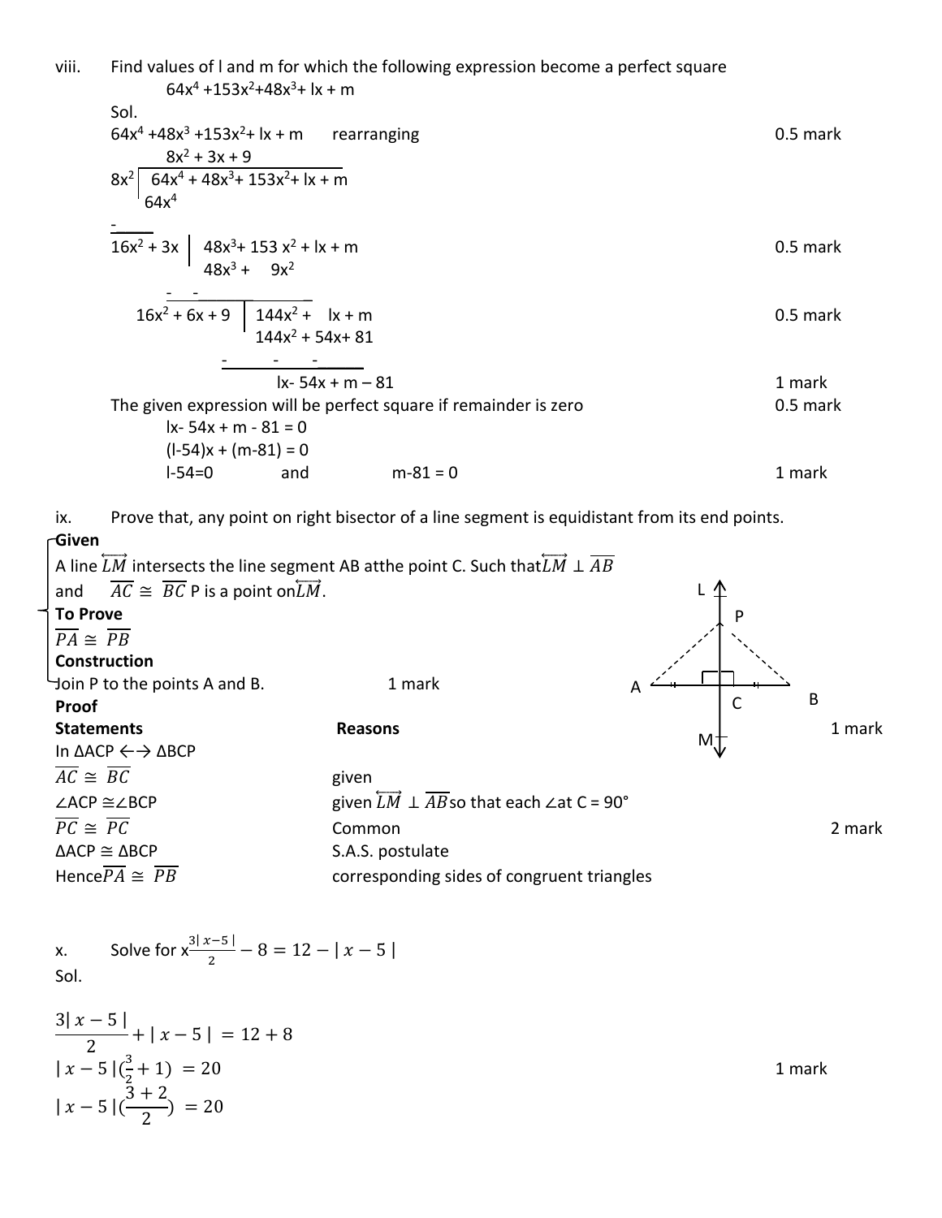viii. Find values of l and m for which the following expression become a perfect square

$64x^4 + 153x^2 + 48x^3 + lx + m$

Sol.

$64x^4 + 48x^3 + 153x^2 + lx + m$ rearranging — 0.5 mark

```
                 8x² + 3x + 9
8x²         | 64x⁴ + 48x³ + 153x² + lx + m
              64x⁴
             -
16x² + 3x   | 48x³ + 153x² + lx + m                 0.5 mark
              48x³ +   9x²
             -      -
16x² + 6x + 9 | 144x² +   lx + m                     0.5 mark
                144x² + 54x + 81
               -       -      -
                        lx - 54x + m - 81            1 mark
```

The given expression will be perfect square if remainder is zero — 0.5 mark

$lx - 54x + m - 81 = 0$

$(l-54)x + (m-81) = 0$

$l-54=0$ and $m-81 = 0$ — 1 mark

ix. Prove that, any point on right bisector of a line segment is equidistant from its end points.

**Given**

A line $\overleftrightarrow{LM}$ intersects the line segment AB at the point C. Such that $\overleftrightarrow{LM} \perp \overline{AB}$ and $\overline{AC} \cong \overline{BC}$ P is a point on $\overleftrightarrow{LM}$.

**To Prove**

$\overline{PA} \cong \overline{PB}$

**Construction**

Join P to the points A and B. — 1 mark

**Proof** — 1 mark

| Statements | Reasons |
|---|---|
| In $\Delta ACP \leftrightarrow \Delta BCP$ | |
| $\overline{AC} \cong \overline{BC}$ | given |
| $\angle ACP \cong \angle BCP$ | given $\overleftrightarrow{LM} \perp \overline{AB}$ so that each $\angle$at C = 90° |
| $\overline{PC} \cong \overline{PC}$ | Common |
| $\Delta ACP \cong \Delta BCP$ | S.A.S. postulate |
| Hence $\overline{PA} \cong \overline{PB}$ | corresponding sides of congruent triangles |

2 mark

x. Solve for x $\frac{3|x-5|}{2} - 8 = 12 - |x-5|$

Sol.

$$\frac{3|x-5|}{2} + |x-5| = 12 + 8$$

$$|x-5|\left(\frac{3}{2}+1\right) = 20$$ — 1 mark

$$|x-5|\left(\frac{3+2}{2}\right) = 20$$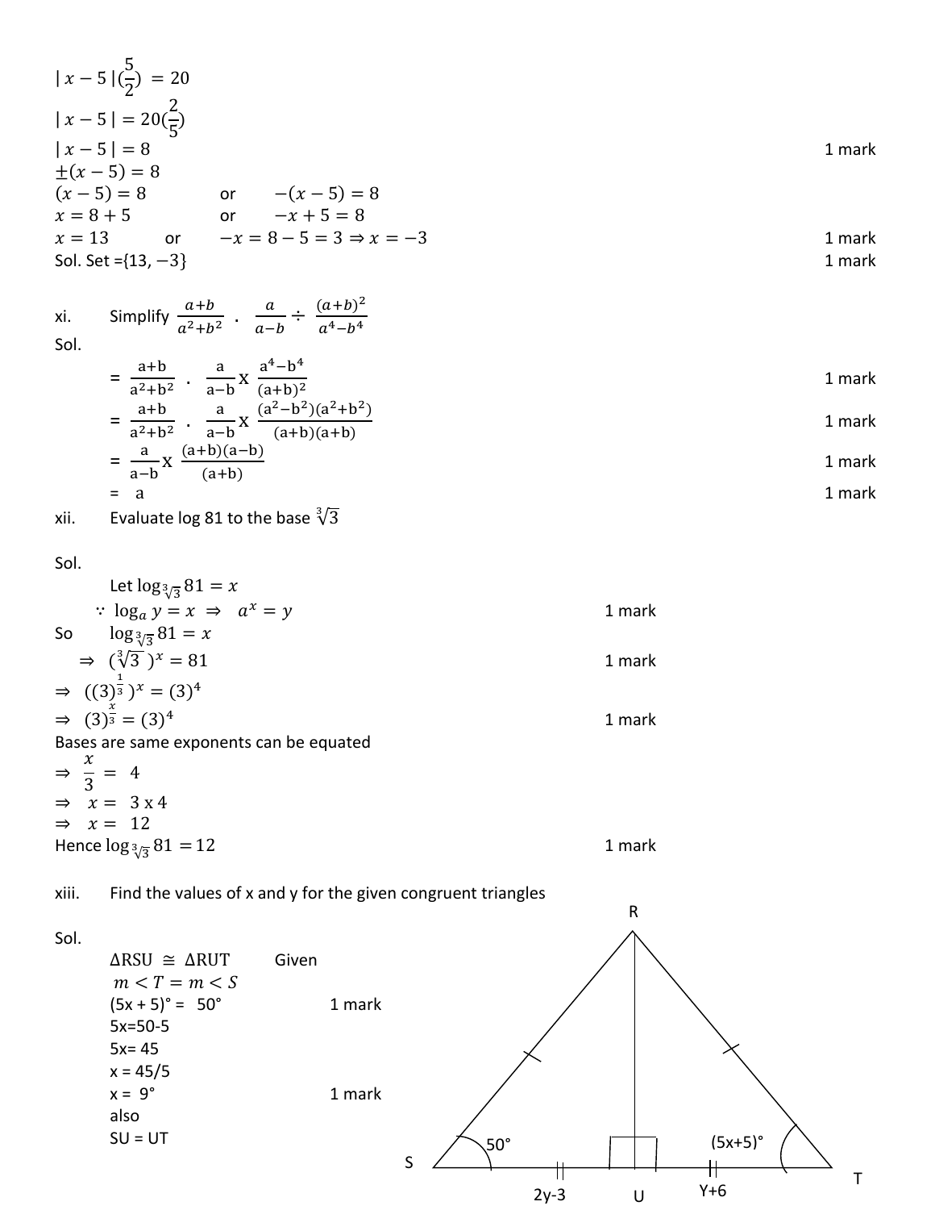$|x-5|\left(\frac{5}{2}\right) = 20$

$|x-5| = 20\left(\frac{2}{5}\right)$

$|x-5| = 8$ 1 mark

$\pm(x-5) = 8$

$(x-5) = 8$ or $-(x-5) = 8$

$x = 8+5$ or $-x+5 = 8$

$x = 13$ or $-x = 8-5 = 3 \Rightarrow x = -3$ 1 mark

Sol. Set $=\{13, -3\}$ 1 mark

xi. Simplify $\frac{a+b}{a^2+b^2} \cdot \frac{a}{a-b} \div \frac{(a+b)^2}{a^4-b^4}$

Sol.

$= \frac{a+b}{a^2+b^2} \cdot \frac{a}{a-b} \text{x} \frac{a^4-b^4}{(a+b)^2}$ 1 mark

$= \frac{a+b}{a^2+b^2} \cdot \frac{a}{a-b} \text{x} \frac{(a^2-b^2)(a^2+b^2)}{(a+b)(a+b)}$ 1 mark

$= \frac{a}{a-b} \text{x} \frac{(a+b)(a-b)}{(a+b)}$ 1 mark

$= a$ 1 mark

xii. Evaluate log 81 to the base $\sqrt[3]{3}$

Sol.

Let $\log_{\sqrt[3]{3}} 81 = x$

$\because \log_a y = x \Rightarrow a^x = y$ 1 mark

So $\log_{\sqrt[3]{3}} 81 = x$

$\Rightarrow (\sqrt[3]{3})^x = 81$ 1 mark

$\Rightarrow ((3)^{\frac{1}{3}})^x = (3)^4$

$\Rightarrow (3)^{\frac{x}{3}} = (3)^4$ 1 mark

Bases are same exponents can be equated

$\Rightarrow \frac{x}{3} = 4$

$\Rightarrow x = 3 \text{ x } 4$

$\Rightarrow x = 12$

Hence $\log_{\sqrt[3]{3}} 81 = 12$ 1 mark

xiii. Find the values of x and y for the given congruent triangles

Sol.

$\Delta RSU \cong \Delta RUT$ Given

$m<T = m<S$

$(5x + 5)° = 50°$ 1 mark

$5x=50-5$

$5x= 45$

$x = 45/5$

$x = 9°$ 1 mark

also

$SU = UT$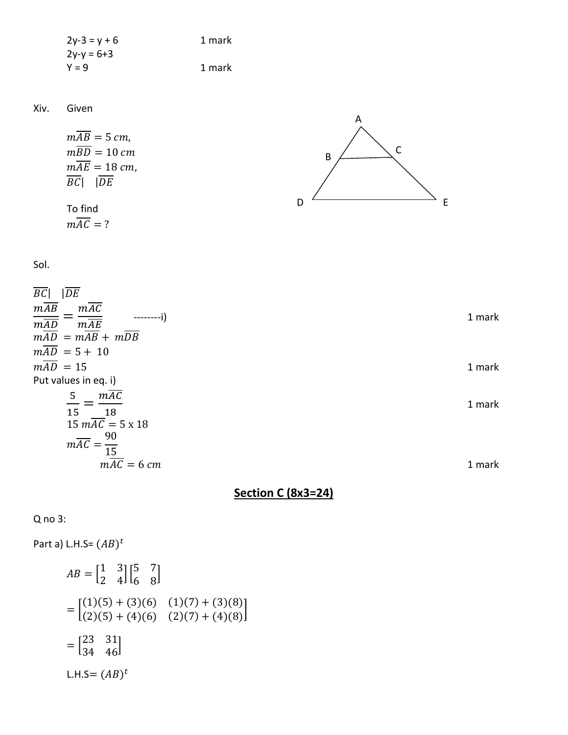2y-3 = y + 6 1 mark

2y-y = 6+3

Y = 9 1 mark

Xiv. Given

$m\overline{AB} = 5\ cm,$

$m\overline{BD} = 10\ cm$

$m\overline{AE} = 18\ cm,$

$\overline{BC}| \quad |\overline{DE}$

To find

$m\overline{AC} = ?$

Sol.

$\overline{BC}| \quad |\overline{DE}$

$$\frac{m\overline{AB}}{m\overline{AD}} = \frac{m\overline{AC}}{m\overline{AE}} \quad \text{--------i)}$$ 1 mark

$m\overline{AD} = m\overline{AB} + m\overline{DB}$

$m\overline{AD} = 5 + 10$

$m\overline{AD} = 15$ 1 mark

Put values in eq. i)

$$\frac{5}{15} = \frac{m\overline{AC}}{18}$$ 1 mark

$15\ m\overline{AC} = 5 \text{ x } 18$

$$m\overline{AC} = \frac{90}{15}$$

$m\overline{AC} = 6\ cm$ 1 mark

## Section C (8x3=24)

Q no 3:

Part a) L.H.S= $(AB)^t$

$$AB = \begin{bmatrix} 1 & 3 \\ 2 & 4 \end{bmatrix} \begin{bmatrix} 5 & 7 \\ 6 & 8 \end{bmatrix}$$

$$= \begin{bmatrix} (1)(5) + (3)(6) & (1)(7) + (3)(8) \\ (2)(5) + (4)(6) & (2)(7) + (4)(8) \end{bmatrix}$$

$$= \begin{bmatrix} 23 & 31 \\ 34 & 46 \end{bmatrix}$$

L.H.S= $(AB)^t$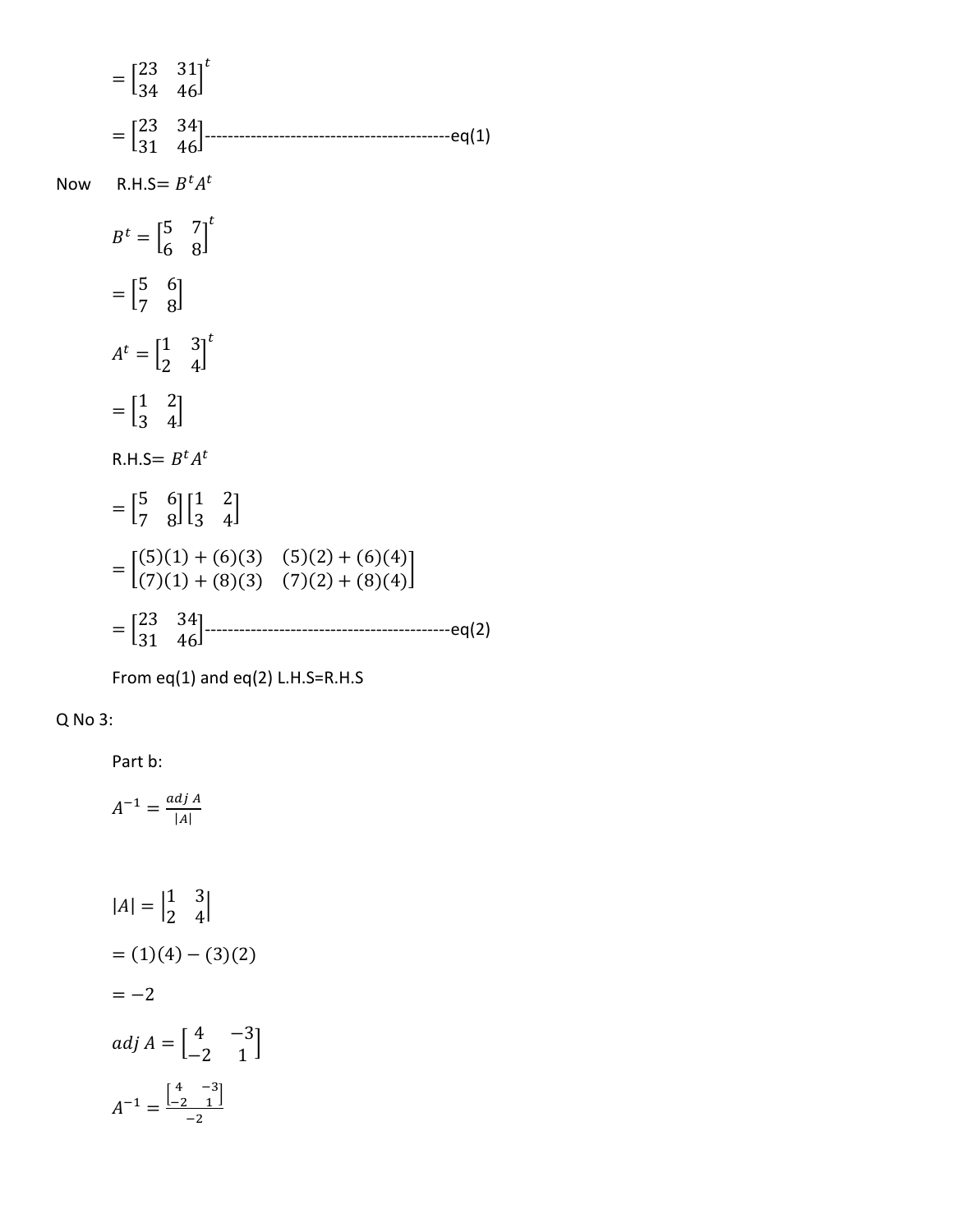$$= \begin{bmatrix} 23 & 31 \\ 34 & 46 \end{bmatrix}^t$$

$$= \begin{bmatrix} 23 & 34 \\ 31 & 46 \end{bmatrix} \text{-------------------------------------------eq(1)}$$

Now R.H.S= $B^t A^t$

$$B^t = \begin{bmatrix} 5 & 7 \\ 6 & 8 \end{bmatrix}^t$$

$$= \begin{bmatrix} 5 & 6 \\ 7 & 8 \end{bmatrix}$$

$$A^t = \begin{bmatrix} 1 & 3 \\ 2 & 4 \end{bmatrix}^t$$

$$= \begin{bmatrix} 1 & 2 \\ 3 & 4 \end{bmatrix}$$

R.H.S= $B^t A^t$

$$= \begin{bmatrix} 5 & 6 \\ 7 & 8 \end{bmatrix} \begin{bmatrix} 1 & 2 \\ 3 & 4 \end{bmatrix}$$

$$= \begin{bmatrix} (5)(1) + (6)(3) & (5)(2) + (6)(4) \\ (7)(1) + (8)(3) & (7)(2) + (8)(4) \end{bmatrix}$$

$$= \begin{bmatrix} 23 & 34 \\ 31 & 46 \end{bmatrix} \text{-------------------------------------------eq(2)}$$

From eq(1) and eq(2) L.H.S=R.H.S

Q No 3:

Part b:

$$A^{-1} = \frac{adj\ A}{|A|}$$

$$|A| = \begin{vmatrix} 1 & 3 \\ 2 & 4 \end{vmatrix}$$

$$= (1)(4) - (3)(2)$$

$$= -2$$

$$adj\ A = \begin{bmatrix} 4 & -3 \\ -2 & 1 \end{bmatrix}$$

$$A^{-1} = \frac{\begin{bmatrix} 4 & -3 \\ -2 & 1 \end{bmatrix}}{-2}$$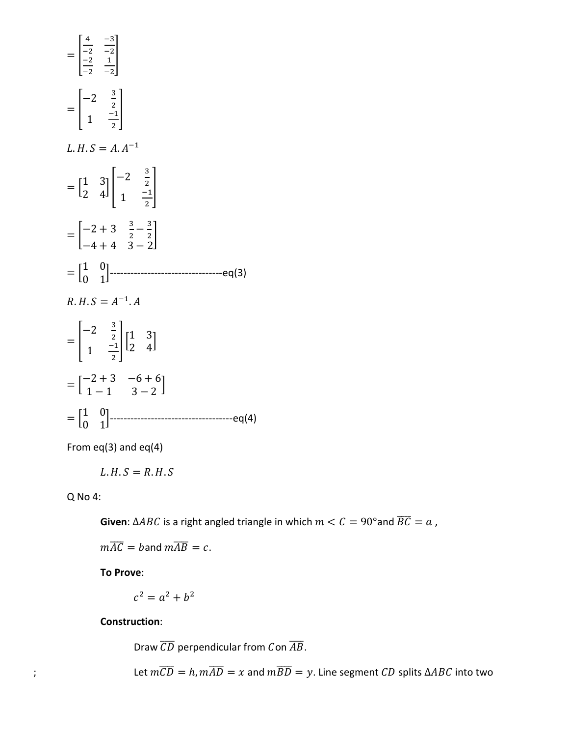$$= \begin{bmatrix} \frac{4}{-2} & \frac{-3}{-2} \\ \frac{-2}{-2} & \frac{1}{-2} \end{bmatrix}$$

$$= \begin{bmatrix} -2 & \frac{3}{2} \\ 1 & \frac{-1}{2} \end{bmatrix}$$

$L.H.S = A.A^{-1}$

$$= \begin{bmatrix} 1 & 3 \\ 2 & 4 \end{bmatrix} \begin{bmatrix} -2 & \frac{3}{2} \\ 1 & \frac{-1}{2} \end{bmatrix}$$

$$= \begin{bmatrix} -2+3 & \frac{3}{2} - \frac{3}{2} \\ -4+4 & 3-2 \end{bmatrix}$$

$$= \begin{bmatrix} 1 & 0 \\ 0 & 1 \end{bmatrix}$$ ----------------------------------eq(3)

$R.H.S = A^{-1}.A$

$$= \begin{bmatrix} -2 & \frac{3}{2} \\ 1 & \frac{-1}{2} \end{bmatrix} \begin{bmatrix} 1 & 3 \\ 2 & 4 \end{bmatrix}$$

$$= \begin{bmatrix} -2+3 & -6+6 \\ 1-1 & 3-2 \end{bmatrix}$$

$$= \begin{bmatrix} 1 & 0 \\ 0 & 1 \end{bmatrix}$$ -------------------------------------eq(4)

From eq(3) and eq(4)

$L.H.S = R.H.S$

Q No 4:

**Given**: $\Delta ABC$ is a right angled triangle in which $m\angle C = 90°$ and $\overline{BC} = a$,

$m\overline{AC} = b$ and $m\overline{AB} = c$.

**To Prove**:

$$c^2 = a^2 + b^2$$

**Construction**:

Draw $\overline{CD}$ perpendicular from $C$ on $\overline{AB}$.

Let $m\overline{CD} = h, m\overline{AD} = x$ and $m\overline{BD} = y$. Line segment $CD$ splits $\Delta ABC$ into two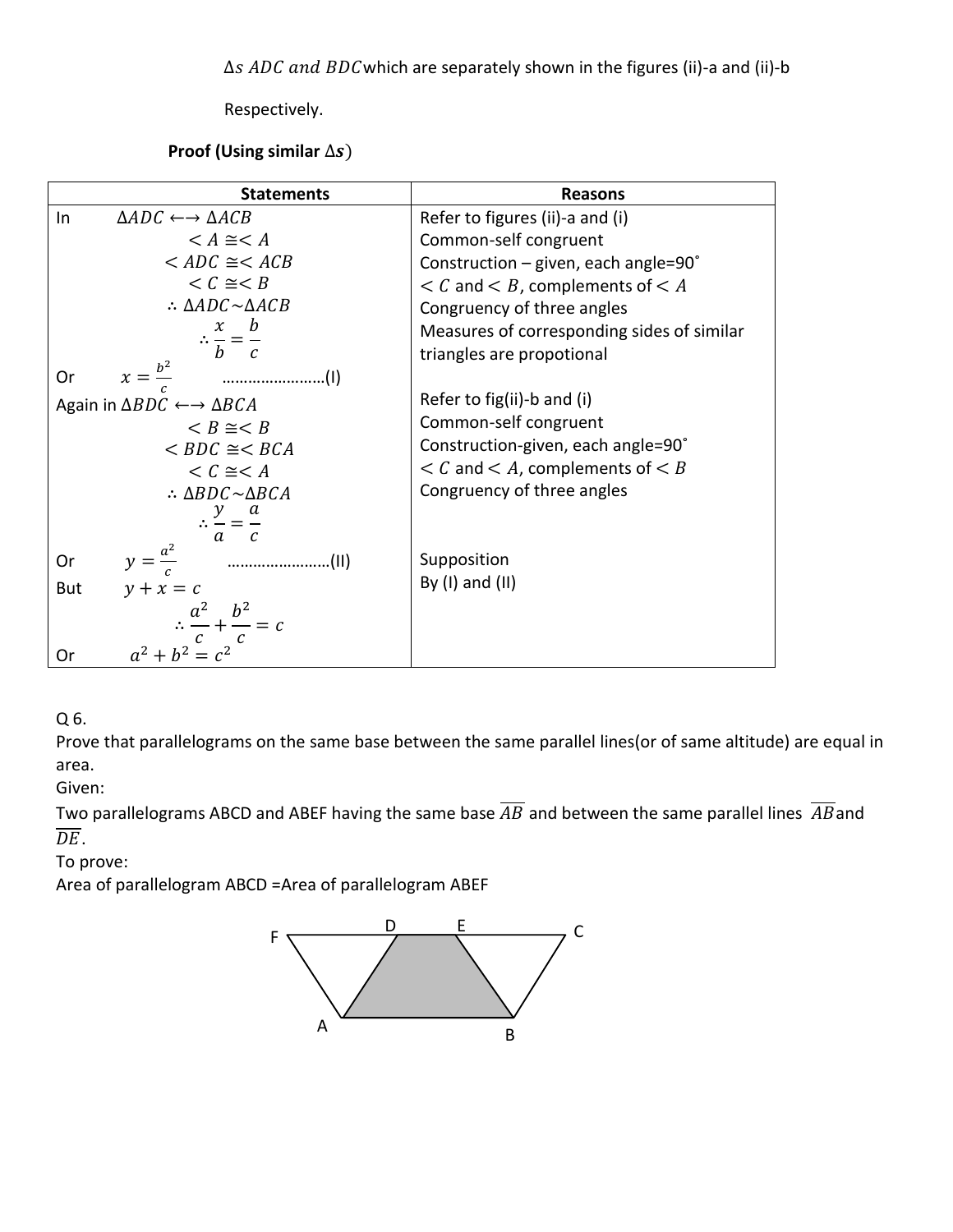$\Delta s\ ADC\ and\ BDC$ which are separately shown in the figures (ii)-a and (ii)-b

Respectively.

**Proof (Using similar $\Delta s$)**

| Statements | Reasons |
|---|---|
| In $\Delta ADC \longleftrightarrow \Delta ACB$ | Refer to figures (ii)-a and (i) |
| $< A \cong < A$ | Common-self congruent |
| $< ADC \cong < ACB$ | Construction – given, each angle=90˚ |
| $< C \cong < B$ | $< C$ and $< B$, complements of $< A$ |
| $\therefore \Delta ADC \sim \Delta ACB$ | Congruency of three angles |
| $\therefore \frac{x}{b} = \frac{b}{c}$ | Measures of corresponding sides of similar triangles are propotional |
| Or $x = \frac{b^2}{c}$ ……………………(I) | |
| Again in $\Delta BDC \longleftrightarrow \Delta BCA$ | Refer to fig(ii)-b and (i) |
| $< B \cong < B$ | Common-self congruent |
| $< BDC \cong < BCA$ | Construction-given, each angle=90˚ |
| $< C \cong < A$ | $< C$ and $< A$, complements of $< B$ |
| $\therefore \Delta BDC \sim \Delta BCA$ | Congruency of three angles |
| $\therefore \frac{y}{a} = \frac{a}{c}$ | |
| Or $y = \frac{a^2}{c}$ ……………………(II) | Supposition |
| But $y + x = c$ | By (I) and (II) |
| $\therefore \frac{a^2}{c} + \frac{b^2}{c} = c$ | |
| Or $a^2 + b^2 = c^2$ | |

Q 6.

Prove that parallelograms on the same base between the same parallel lines(or of same altitude) are equal in area.

Given:

Two parallelograms ABCD and ABEF having the same base $\overline{AB}$ and between the same parallel lines $\overline{AB}$ and $\overline{DE}$.

To prove:

Area of parallelogram ABCD =Area of parallelogram ABEF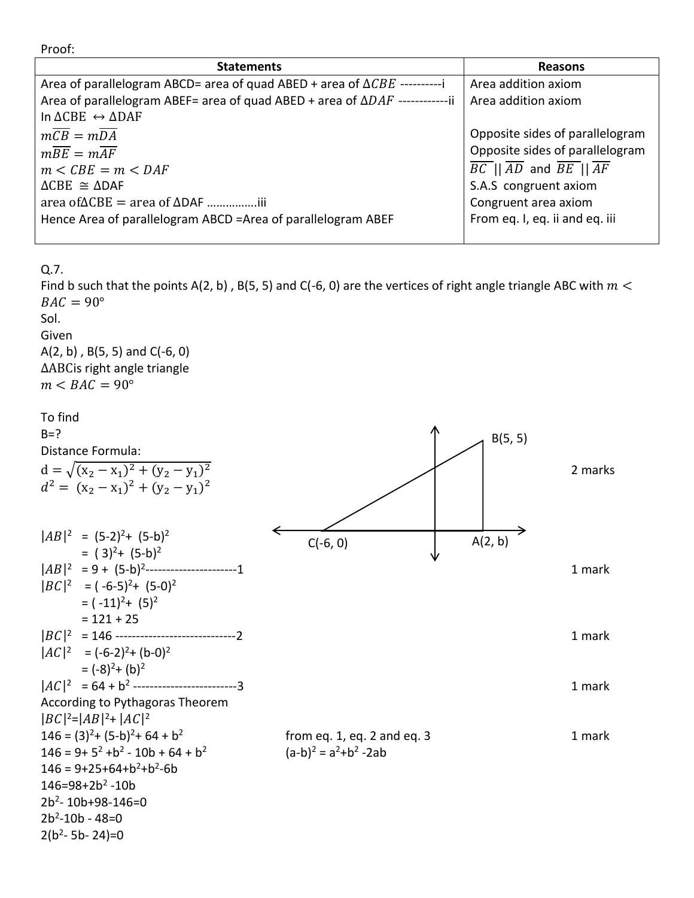Proof:

| Statements | Reasons |
|---|---|
| Area of parallelogram ABCD= area of quad ABED + area of $\Delta CBE$ ----------i | Area addition axiom |
| Area of parallelogram ABEF= area of quad ABED + area of $\Delta DAF$ ------------ii | Area addition axiom |
| In $\Delta CBE \leftrightarrow \Delta DAF$ | |
| $m\overline{CB} = m\overline{DA}$ | Opposite sides of parallelogram |
| $m\overline{BE} = m\overline{AF}$ | Opposite sides of parallelogram |
| $m < CBE = m < DAF$ | $\overline{BC} \parallel \overline{AD}$ and $\overline{BE} \parallel \overline{AF}$ |
| $\Delta CBE \cong \Delta DAF$ | S.A.S congruent axiom |
| area of$\Delta CBE =$ area of $\Delta DAF$ …………….iii | Congruent area axiom |
| Hence Area of parallelogram ABCD =Area of parallelogram ABEF | From eq. I, eq. ii and eq. iii |

Q.7.

Find b such that the points A(2, b) , B(5, 5) and C(-6, 0) are the vertices of right angle triangle ABC with $m < BAC = 90°$

Sol.

Given

A(2, b) , B(5, 5) and C(-6, 0)

$\Delta ABC$is right angle triangle

$m < BAC = 90°$

To find

B=?

Distance Formula:

$d = \sqrt{(x_2 - x_1)^2 + (y_2 - y_1)^2}$ 2 marks

$d^2 = (x_2 - x_1)^2 + (y_2 - y_1)^2$

$|AB|^2$ = $(5-2)^2 + (5-b)^2$

= $(3)^2 + (5-b)^2$

$|AB|^2$ = $9 + (5-b)^2$----------------------1 1 mark

$|BC|^2$ = $(-6-5)^2 + (5-0)^2$

= $(-11)^2 + (5)^2$

= 121 + 25

$|BC|^2$ = 146 -----------------------------2 1 mark

$|AC|^2$ = $(-6-2)^2 + (b-0)^2$

= $(-8)^2 + (b)^2$

$|AC|^2$ = $64 + b^2$ -------------------------3 1 mark

According to Pythagoras Theorem

$|BC|^2 = |AB|^2 + |AC|^2$

$146 = (3)^2 + (5-b)^2 + 64 + b^2$ from eq. 1, eq. 2 and eq. 3 1 mark

$146 = 9 + 5^2 + b^2 - 10b + 64 + b^2$ $(a-b)^2 = a^2 + b^2 - 2ab$

$146 = 9+25+64+b^2+b^2-6b$

$146 = 98+2b^2 - 10b$

$2b^2 - 10b + 98 - 146 = 0$

$2b^2 - 10b - 48 = 0$

$2(b^2 - 5b - 24) = 0$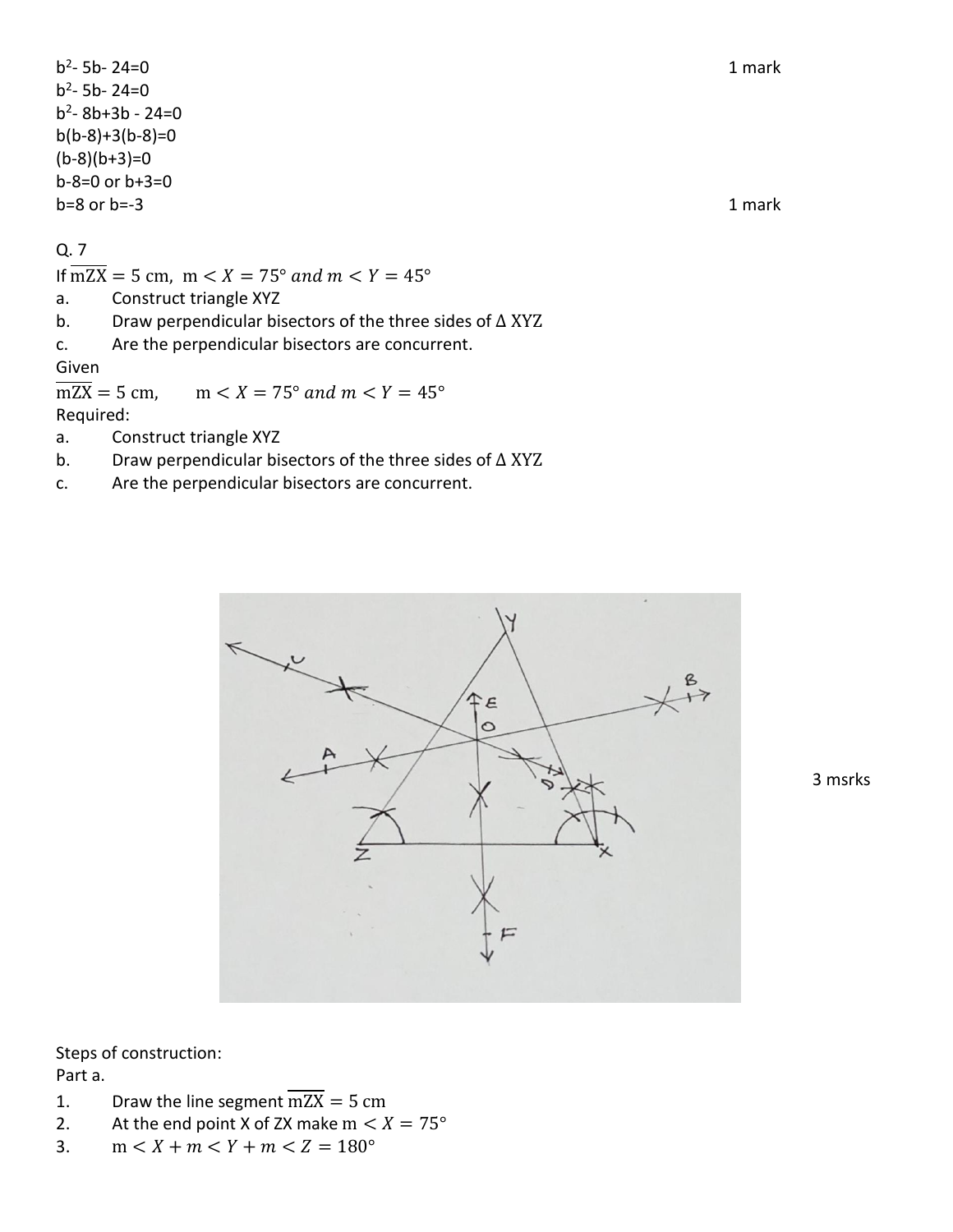$b^2 - 5b - 24 = 0$ 1 mark

$b^2 - 5b - 24 = 0$

$b^2 - 8b + 3b - 24 = 0$

$b(b-8) + 3(b-8) = 0$

$(b-8)(b+3) = 0$

$b-8=0$ or $b+3=0$

$b=8$ or $b=-3$ 1 mark

Q. 7

If $\overline{\text{mZX}} = 5$ cm, $m < X = 75°$ *and* $m < Y = 45°$

a. Construct triangle XYZ

b. Draw perpendicular bisectors of the three sides of $\Delta$ XYZ

c. Are the perpendicular bisectors are concurrent.

Given

$\overline{\text{mZX}} = 5$ cm, $m < X = 75°$ *and* $m < Y = 45°$

Required:

a. Construct triangle XYZ

b. Draw perpendicular bisectors of the three sides of $\Delta$ XYZ

c. Are the perpendicular bisectors are concurrent.

3 msrks

Steps of construction:

Part a.

1. Draw the line segment $\overline{\text{mZX}} = 5$ cm
2. At the end point X of ZX make $m < X = 75°$
3. $m < X + m < Y + m < Z = 180°$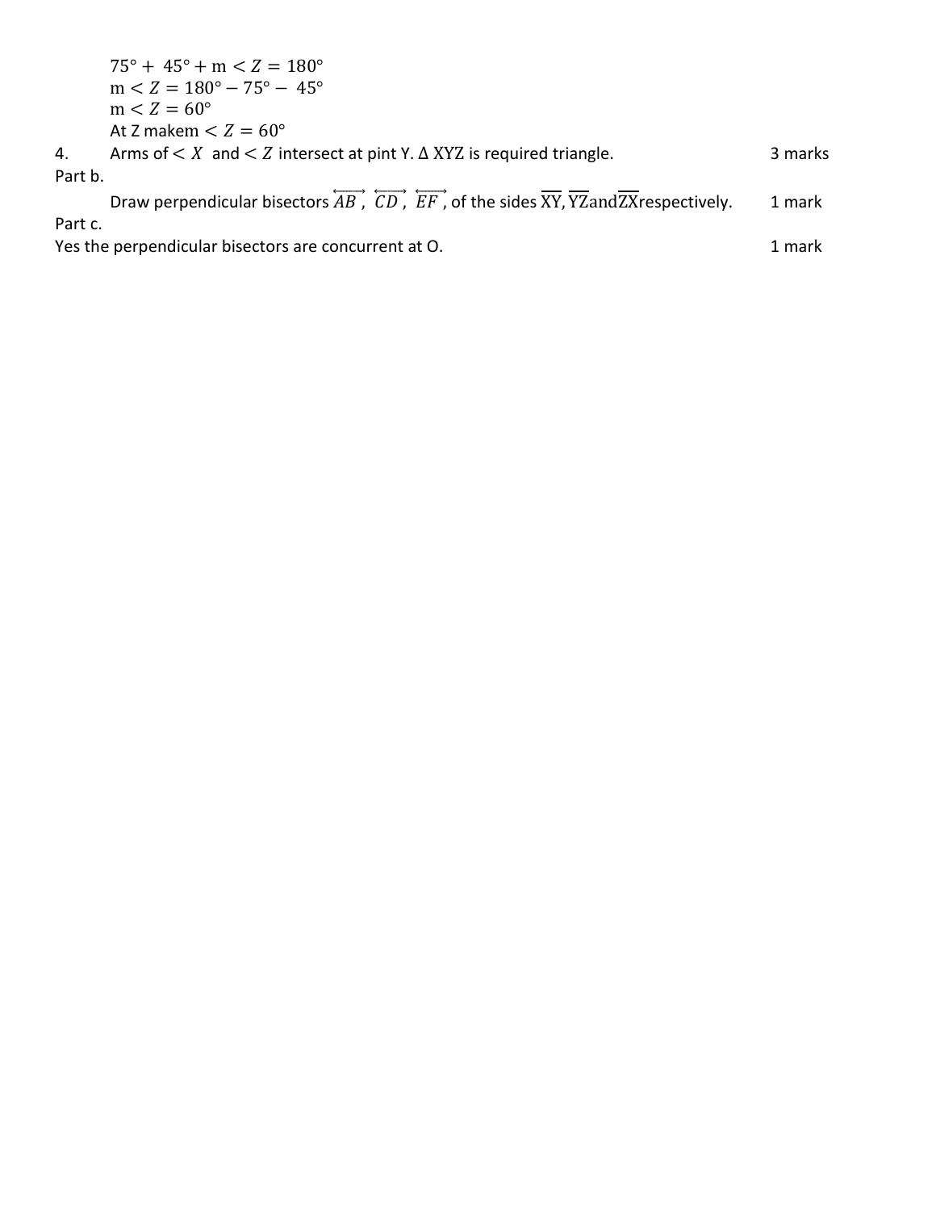$75° + 45° + m < Z = 180°$

$m < Z = 180° - 75° - 45°$

$m < Z = 60°$

At Z make$m < Z = 60°$

4. Arms of $< X$ and $< Z$ intersect at pint Y. $\Delta$ XYZ is required triangle. 3 marks

Part b.

Draw perpendicular bisectors $\overleftrightarrow{AB}$, $\overleftrightarrow{CD}$, $\overleftrightarrow{EF}$, of the sides $\overline{XY}, \overline{YZ}$and$\overline{ZX}$respectively. 1 mark

Part c.

Yes the perpendicular bisectors are concurrent at O. 1 mark